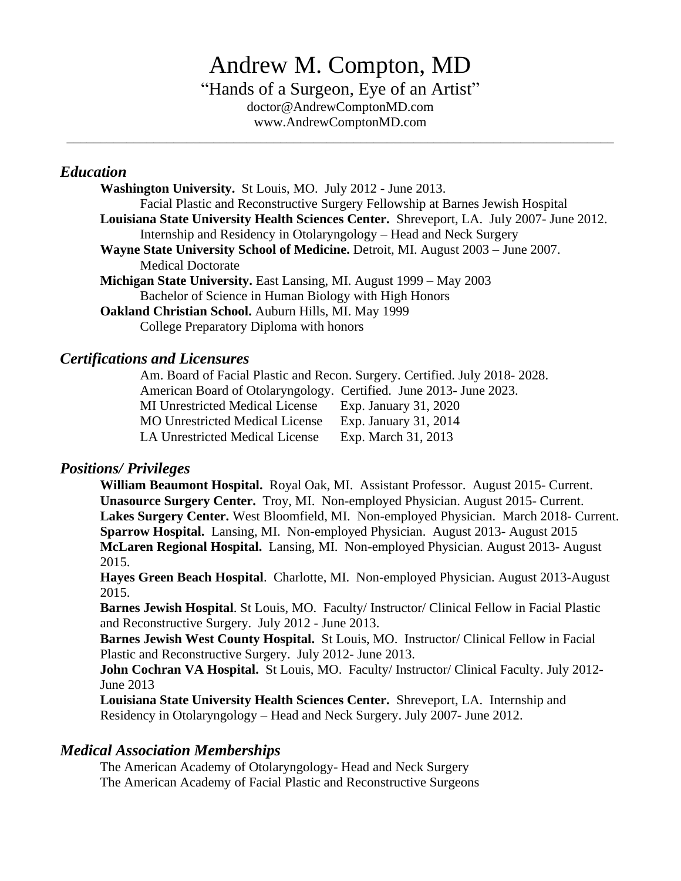# Andrew M. Compton, MD

“Hands of a Surgeon, Eye of an Artist”

doctor@AndrewComptonMD.com

www.AndrewComptonMD.com

---

## *Education*

**Washington University.** St Louis, MO. July 2012 - June 2013.
Facial Plastic and Reconstructive Surgery Fellowship at Barnes Jewish Hospital

**Louisiana State University Health Sciences Center.** Shreveport, LA. July 2007- June 2012.
Internship and Residency in Otolaryngology – Head and Neck Surgery

**Wayne State University School of Medicine.** Detroit, MI. August 2003 – June 2007.
Medical Doctorate

**Michigan State University.** East Lansing, MI. August 1999 – May 2003
Bachelor of Science in Human Biology with High Honors

**Oakland Christian School.** Auburn Hills, MI. May 1999
College Preparatory Diploma with honors

## *Certifications and Licensures*

Am. Board of Facial Plastic and Recon. Surgery. Certified. July 2018- 2028.
American Board of Otolaryngology. Certified. June 2013- June 2023.

| | |
|---|---|
| MI Unrestricted Medical License | Exp. January 31, 2020 |
| MO Unrestricted Medical License | Exp. January 31, 2014 |
| LA Unrestricted Medical License | Exp. March 31, 2013 |

## *Positions/ Privileges*

**William Beaumont Hospital.** Royal Oak, MI. Assistant Professor. August 2015- Current.

**Unasource Surgery Center.** Troy, MI. Non-employed Physician. August 2015- Current.

**Lakes Surgery Center.** West Bloomfield, MI. Non-employed Physician. March 2018- Current.

**Sparrow Hospital.** Lansing, MI. Non-employed Physician. August 2013- August 2015

**McLaren Regional Hospital.** Lansing, MI. Non-employed Physician. August 2013- August 2015.

**Hayes Green Beach Hospital**. Charlotte, MI. Non-employed Physician. August 2013-August 2015.

**Barnes Jewish Hospital**. St Louis, MO. Faculty/ Instructor/ Clinical Fellow in Facial Plastic and Reconstructive Surgery. July 2012 - June 2013.

**Barnes Jewish West County Hospital.** St Louis, MO. Instructor/ Clinical Fellow in Facial Plastic and Reconstructive Surgery. July 2012- June 2013.

**John Cochran VA Hospital.** St Louis, MO. Faculty/ Instructor/ Clinical Faculty. July 2012- June 2013

**Louisiana State University Health Sciences Center.** Shreveport, LA. Internship and Residency in Otolaryngology – Head and Neck Surgery. July 2007- June 2012.

## *Medical Association Memberships*

The American Academy of Otolaryngology- Head and Neck Surgery
The American Academy of Facial Plastic and Reconstructive Surgeons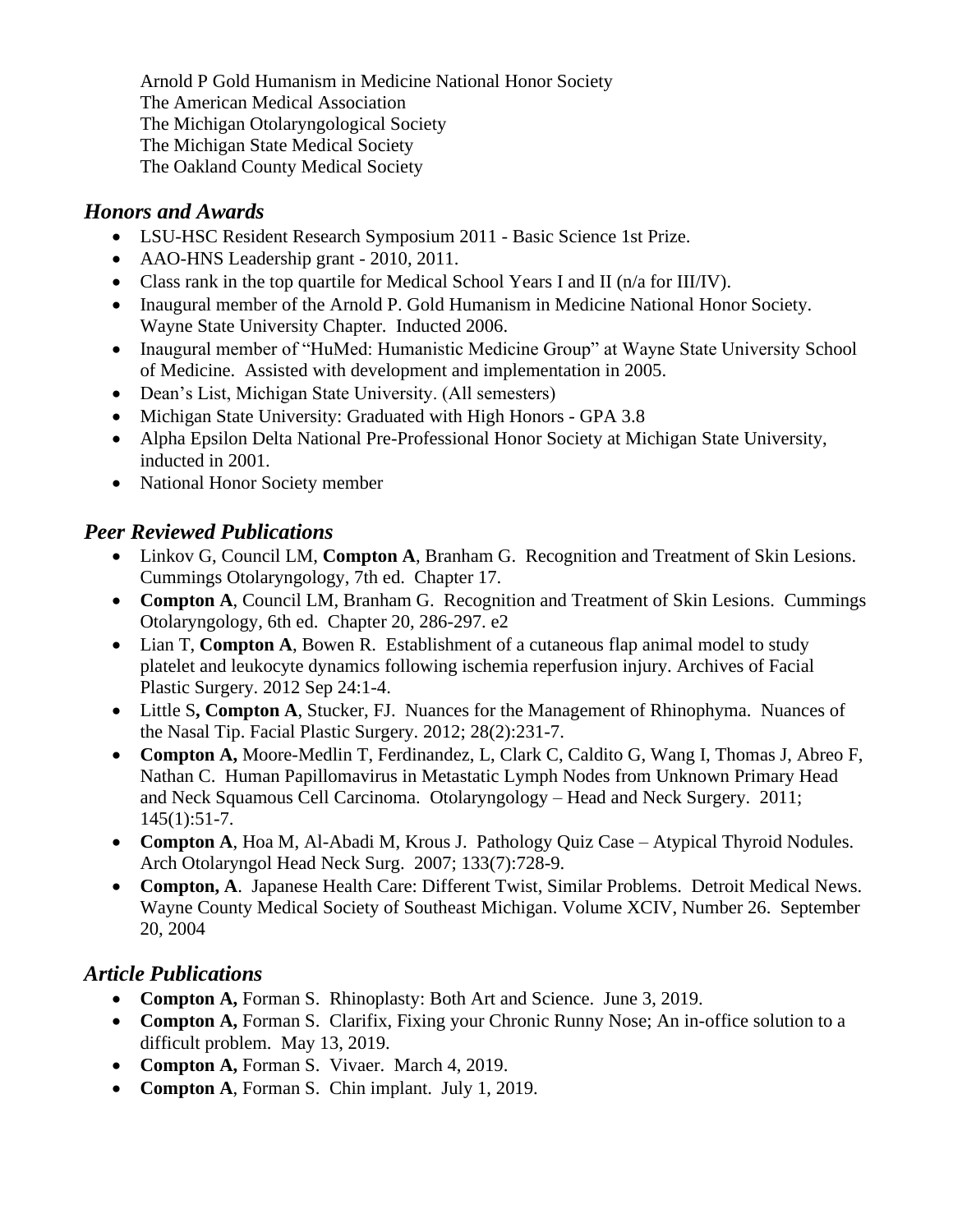Arnold P Gold Humanism in Medicine National Honor Society
The American Medical Association
The Michigan Otolaryngological Society
The Michigan State Medical Society
The Oakland County Medical Society

## *Honors and Awards*

- LSU-HSC Resident Research Symposium 2011 - Basic Science 1st Prize.
- AAO-HNS Leadership grant - 2010, 2011.
- Class rank in the top quartile for Medical School Years I and II (n/a for III/IV).
- Inaugural member of the Arnold P. Gold Humanism in Medicine National Honor Society. Wayne State University Chapter. Inducted 2006.
- Inaugural member of "HuMed: Humanistic Medicine Group" at Wayne State University School of Medicine. Assisted with development and implementation in 2005.
- Dean's List, Michigan State University. (All semesters)
- Michigan State University: Graduated with High Honors - GPA 3.8
- Alpha Epsilon Delta National Pre-Professional Honor Society at Michigan State University, inducted in 2001.
- National Honor Society member

## *Peer Reviewed Publications*

- Linkov G, Council LM, **Compton A**, Branham G. Recognition and Treatment of Skin Lesions. Cummings Otolaryngology, 7th ed. Chapter 17.
- **Compton A**, Council LM, Branham G. Recognition and Treatment of Skin Lesions. Cummings Otolaryngology, 6th ed. Chapter 20, 286-297. e2
- Lian T, **Compton A**, Bowen R. Establishment of a cutaneous flap animal model to study platelet and leukocyte dynamics following ischemia reperfusion injury. Archives of Facial Plastic Surgery. 2012 Sep 24:1-4.
- Little S**, Compton A**, Stucker, FJ. Nuances for the Management of Rhinophyma. Nuances of the Nasal Tip. Facial Plastic Surgery. 2012; 28(2):231-7.
- **Compton A,** Moore-Medlin T, Ferdinandez, L, Clark C, Caldito G, Wang I, Thomas J, Abreo F, Nathan C. Human Papillomavirus in Metastatic Lymph Nodes from Unknown Primary Head and Neck Squamous Cell Carcinoma. Otolaryngology – Head and Neck Surgery. 2011; 145(1):51-7.
- **Compton A**, Hoa M, Al-Abadi M, Krous J. Pathology Quiz Case – Atypical Thyroid Nodules. Arch Otolaryngol Head Neck Surg. 2007; 133(7):728-9.
- **Compton, A**. Japanese Health Care: Different Twist, Similar Problems. Detroit Medical News. Wayne County Medical Society of Southeast Michigan. Volume XCIV, Number 26. September 20, 2004

## *Article Publications*

- **Compton A,** Forman S. Rhinoplasty: Both Art and Science. June 3, 2019.
- **Compton A,** Forman S. Clarifix, Fixing your Chronic Runny Nose; An in-office solution to a difficult problem. May 13, 2019.
- **Compton A,** Forman S. Vivaer. March 4, 2019.
- **Compton A**, Forman S. Chin implant. July 1, 2019.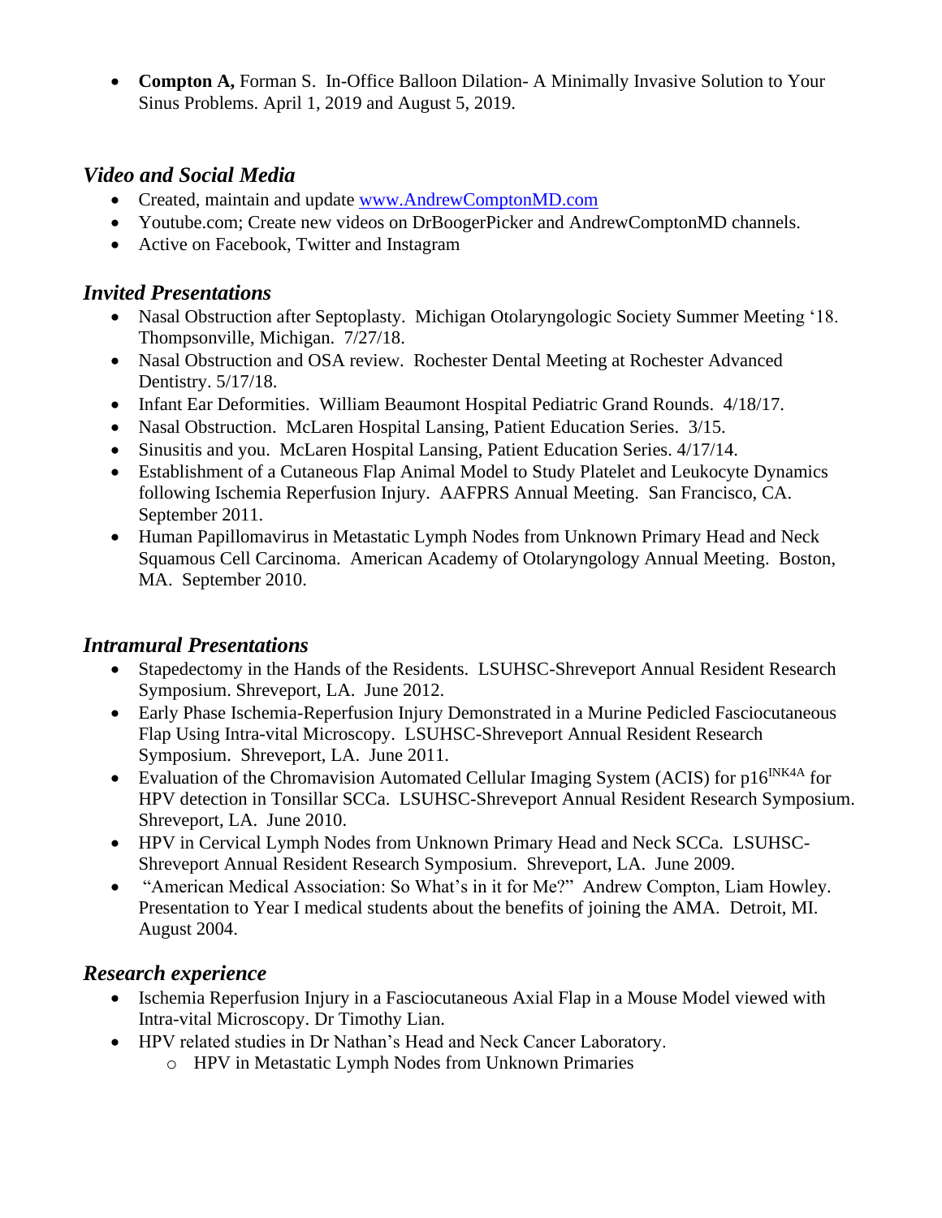- **Compton A,** Forman S. In-Office Balloon Dilation- A Minimally Invasive Solution to Your Sinus Problems. April 1, 2019 and August 5, 2019.

## *Video and Social Media*

- Created, maintain and update [www.AndrewComptonMD.com](www.AndrewComptonMD.com)
- Youtube.com; Create new videos on DrBoogerPicker and AndrewComptonMD channels.
- Active on Facebook, Twitter and Instagram

## *Invited Presentations*

- Nasal Obstruction after Septoplasty. Michigan Otolaryngologic Society Summer Meeting '18. Thompsonville, Michigan. 7/27/18.
- Nasal Obstruction and OSA review. Rochester Dental Meeting at Rochester Advanced Dentistry. 5/17/18.
- Infant Ear Deformities. William Beaumont Hospital Pediatric Grand Rounds. 4/18/17.
- Nasal Obstruction. McLaren Hospital Lansing, Patient Education Series. 3/15.
- Sinusitis and you. McLaren Hospital Lansing, Patient Education Series. 4/17/14.
- Establishment of a Cutaneous Flap Animal Model to Study Platelet and Leukocyte Dynamics following Ischemia Reperfusion Injury. AAFPRS Annual Meeting. San Francisco, CA. September 2011.
- Human Papillomavirus in Metastatic Lymph Nodes from Unknown Primary Head and Neck Squamous Cell Carcinoma. American Academy of Otolaryngology Annual Meeting. Boston, MA. September 2010.

## *Intramural Presentations*

- Stapedectomy in the Hands of the Residents. LSUHSC-Shreveport Annual Resident Research Symposium. Shreveport, LA. June 2012.
- Early Phase Ischemia-Reperfusion Injury Demonstrated in a Murine Pedicled Fasciocutaneous Flap Using Intra-vital Microscopy. LSUHSC-Shreveport Annual Resident Research Symposium. Shreveport, LA. June 2011.
- Evaluation of the Chromavision Automated Cellular Imaging System (ACIS) for $p16^{INK4A}$ for HPV detection in Tonsillar SCCa. LSUHSC-Shreveport Annual Resident Research Symposium. Shreveport, LA. June 2010.
- HPV in Cervical Lymph Nodes from Unknown Primary Head and Neck SCCa. LSUHSC-Shreveport Annual Resident Research Symposium. Shreveport, LA. June 2009.
- "American Medical Association: So What's in it for Me?" Andrew Compton, Liam Howley. Presentation to Year I medical students about the benefits of joining the AMA. Detroit, MI. August 2004.

## *Research experience*

- Ischemia Reperfusion Injury in a Fasciocutaneous Axial Flap in a Mouse Model viewed with Intra-vital Microscopy. Dr Timothy Lian.
- HPV related studies in Dr Nathan's Head and Neck Cancer Laboratory.
    - HPV in Metastatic Lymph Nodes from Unknown Primaries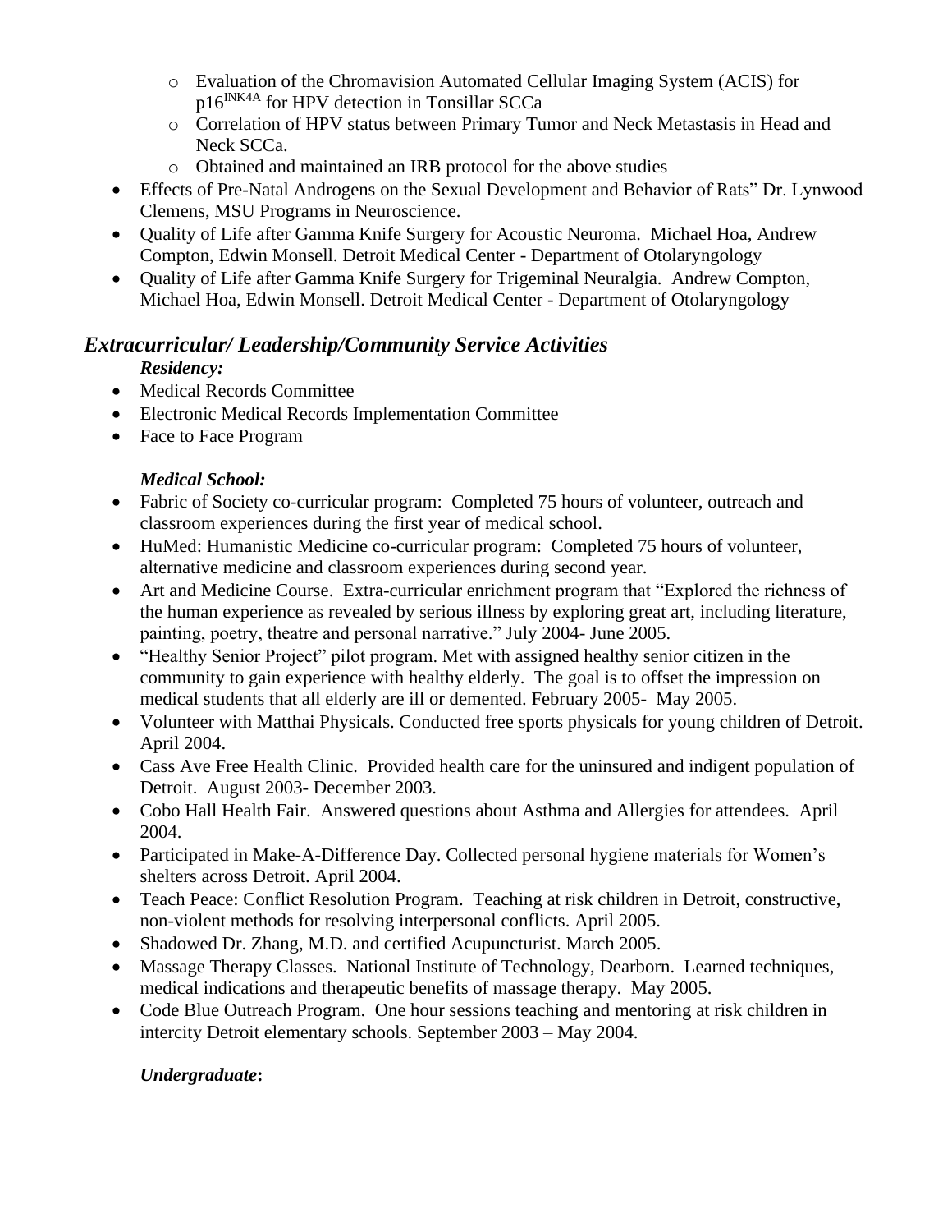- Evaluation of the Chromavision Automated Cellular Imaging System (ACIS) for $p16^{INK4A}$ for HPV detection in Tonsillar SCCa
   - Correlation of HPV status between Primary Tumor and Neck Metastasis in Head and Neck SCCa.
   - Obtained and maintained an IRB protocol for the above studies
- Effects of Pre-Natal Androgens on the Sexual Development and Behavior of Rats" Dr. Lynwood Clemens, MSU Programs in Neuroscience.
- Quality of Life after Gamma Knife Surgery for Acoustic Neuroma. Michael Hoa, Andrew Compton, Edwin Monsell. Detroit Medical Center - Department of Otolaryngology
- Quality of Life after Gamma Knife Surgery for Trigeminal Neuralgia. Andrew Compton, Michael Hoa, Edwin Monsell. Detroit Medical Center - Department of Otolaryngology

## *Extracurricular/ Leadership/Community Service Activities*

### *Residency:*

- Medical Records Committee
- Electronic Medical Records Implementation Committee
- Face to Face Program

### *Medical School:*

- Fabric of Society co-curricular program: Completed 75 hours of volunteer, outreach and classroom experiences during the first year of medical school.
- HuMed: Humanistic Medicine co-curricular program: Completed 75 hours of volunteer, alternative medicine and classroom experiences during second year.
- Art and Medicine Course. Extra-curricular enrichment program that "Explored the richness of the human experience as revealed by serious illness by exploring great art, including literature, painting, poetry, theatre and personal narrative." July 2004- June 2005.
- "Healthy Senior Project" pilot program. Met with assigned healthy senior citizen in the community to gain experience with healthy elderly. The goal is to offset the impression on medical students that all elderly are ill or demented. February 2005- May 2005.
- Volunteer with Matthai Physicals. Conducted free sports physicals for young children of Detroit. April 2004.
- Cass Ave Free Health Clinic. Provided health care for the uninsured and indigent population of Detroit. August 2003- December 2003.
- Cobo Hall Health Fair. Answered questions about Asthma and Allergies for attendees. April 2004.
- Participated in Make-A-Difference Day. Collected personal hygiene materials for Women's shelters across Detroit. April 2004.
- Teach Peace: Conflict Resolution Program. Teaching at risk children in Detroit, constructive, non-violent methods for resolving interpersonal conflicts. April 2005.
- Shadowed Dr. Zhang, M.D. and certified Acupuncturist. March 2005.
- Massage Therapy Classes. National Institute of Technology, Dearborn. Learned techniques, medical indications and therapeutic benefits of massage therapy. May 2005.
- Code Blue Outreach Program. One hour sessions teaching and mentoring at risk children in intercity Detroit elementary schools. September 2003 – May 2004.

### *Undergraduate***:**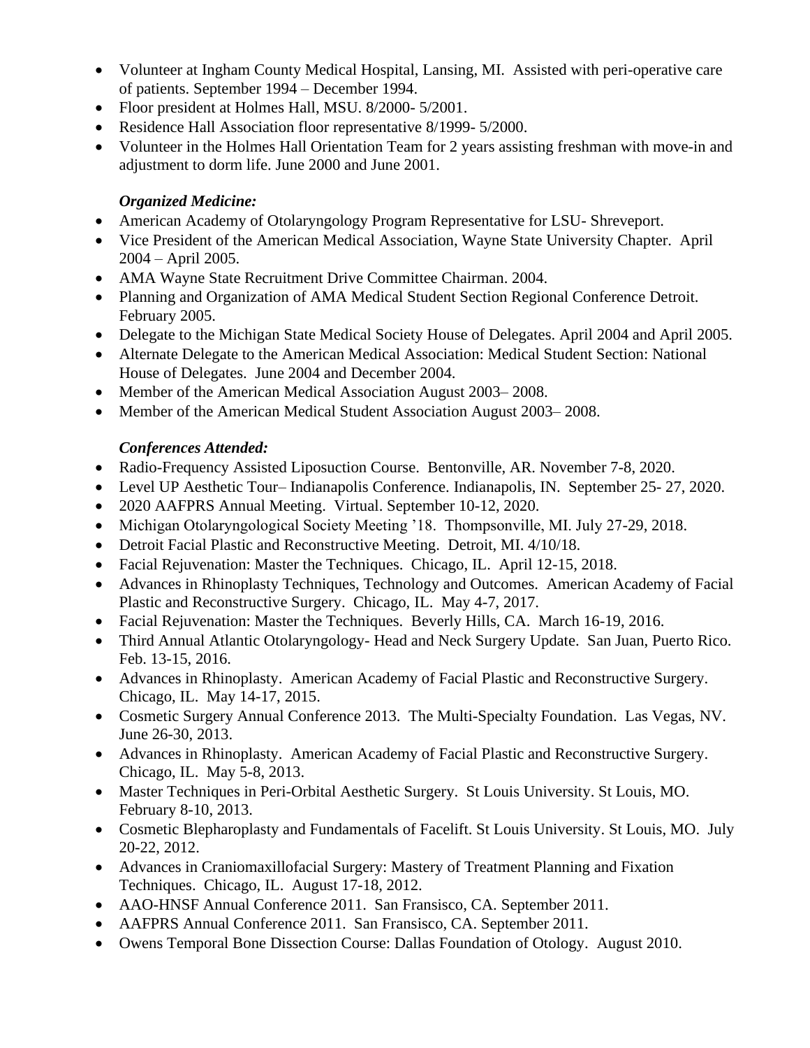- Volunteer at Ingham County Medical Hospital, Lansing, MI. Assisted with peri-operative care of patients. September 1994 – December 1994.
- Floor president at Holmes Hall, MSU. 8/2000- 5/2001.
- Residence Hall Association floor representative 8/1999- 5/2000.
- Volunteer in the Holmes Hall Orientation Team for 2 years assisting freshman with move-in and adjustment to dorm life. June 2000 and June 2001.

***Organized Medicine:***

- American Academy of Otolaryngology Program Representative for LSU- Shreveport.
- Vice President of the American Medical Association, Wayne State University Chapter. April 2004 – April 2005.
- AMA Wayne State Recruitment Drive Committee Chairman. 2004.
- Planning and Organization of AMA Medical Student Section Regional Conference Detroit. February 2005.
- Delegate to the Michigan State Medical Society House of Delegates. April 2004 and April 2005.
- Alternate Delegate to the American Medical Association: Medical Student Section: National House of Delegates. June 2004 and December 2004.
- Member of the American Medical Association August 2003– 2008.
- Member of the American Medical Student Association August 2003– 2008.

***Conferences Attended:***

- Radio-Frequency Assisted Liposuction Course. Bentonville, AR. November 7-8, 2020.
- Level UP Aesthetic Tour– Indianapolis Conference. Indianapolis, IN. September 25- 27, 2020.
- 2020 AAFPRS Annual Meeting. Virtual. September 10-12, 2020.
- Michigan Otolaryngological Society Meeting '18. Thompsonville, MI. July 27-29, 2018.
- Detroit Facial Plastic and Reconstructive Meeting. Detroit, MI. 4/10/18.
- Facial Rejuvenation: Master the Techniques. Chicago, IL. April 12-15, 2018.
- Advances in Rhinoplasty Techniques, Technology and Outcomes. American Academy of Facial Plastic and Reconstructive Surgery. Chicago, IL. May 4-7, 2017.
- Facial Rejuvenation: Master the Techniques. Beverly Hills, CA. March 16-19, 2016.
- Third Annual Atlantic Otolaryngology- Head and Neck Surgery Update. San Juan, Puerto Rico. Feb. 13-15, 2016.
- Advances in Rhinoplasty. American Academy of Facial Plastic and Reconstructive Surgery. Chicago, IL. May 14-17, 2015.
- Cosmetic Surgery Annual Conference 2013. The Multi-Specialty Foundation. Las Vegas, NV. June 26-30, 2013.
- Advances in Rhinoplasty. American Academy of Facial Plastic and Reconstructive Surgery. Chicago, IL. May 5-8, 2013.
- Master Techniques in Peri-Orbital Aesthetic Surgery. St Louis University. St Louis, MO. February 8-10, 2013.
- Cosmetic Blepharoplasty and Fundamentals of Facelift. St Louis University. St Louis, MO. July 20-22, 2012.
- Advances in Craniomaxillofacial Surgery: Mastery of Treatment Planning and Fixation Techniques. Chicago, IL. August 17-18, 2012.
- AAO-HNSF Annual Conference 2011. San Fransisco, CA. September 2011.
- AAFPRS Annual Conference 2011. San Fransisco, CA. September 2011.
- Owens Temporal Bone Dissection Course: Dallas Foundation of Otology. August 2010.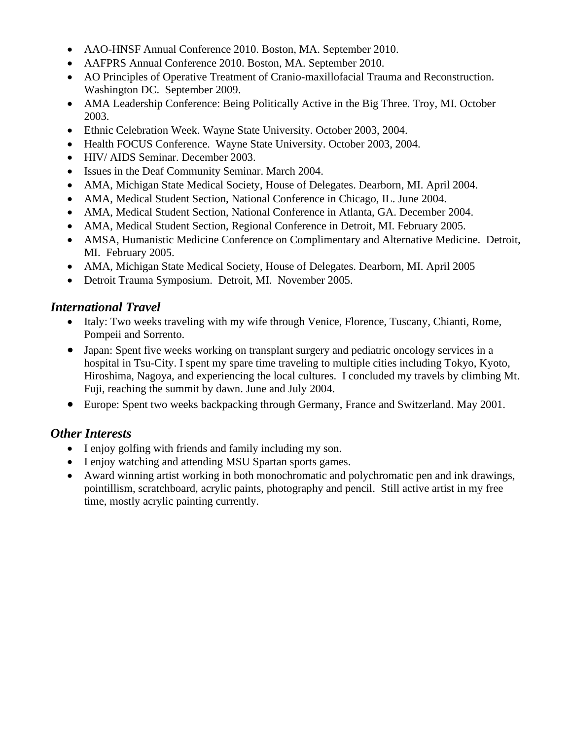- AAO-HNSF Annual Conference 2010. Boston, MA. September 2010.
- AAFPRS Annual Conference 2010. Boston, MA. September 2010.
- AO Principles of Operative Treatment of Cranio-maxillofacial Trauma and Reconstruction. Washington DC. September 2009.
- AMA Leadership Conference: Being Politically Active in the Big Three. Troy, MI. October 2003.
- Ethnic Celebration Week. Wayne State University. October 2003, 2004.
- Health FOCUS Conference. Wayne State University. October 2003, 2004.
- HIV/ AIDS Seminar. December 2003.
- Issues in the Deaf Community Seminar. March 2004.
- AMA, Michigan State Medical Society, House of Delegates. Dearborn, MI. April 2004.
- AMA, Medical Student Section, National Conference in Chicago, IL. June 2004.
- AMA, Medical Student Section, National Conference in Atlanta, GA. December 2004.
- AMA, Medical Student Section, Regional Conference in Detroit, MI. February 2005.
- AMSA, Humanistic Medicine Conference on Complimentary and Alternative Medicine. Detroit, MI. February 2005.
- AMA, Michigan State Medical Society, House of Delegates. Dearborn, MI. April 2005
- Detroit Trauma Symposium. Detroit, MI. November 2005.

## *International Travel*

- Italy: Two weeks traveling with my wife through Venice, Florence, Tuscany, Chianti, Rome, Pompeii and Sorrento.
- Japan: Spent five weeks working on transplant surgery and pediatric oncology services in a hospital in Tsu-City. I spent my spare time traveling to multiple cities including Tokyo, Kyoto, Hiroshima, Nagoya, and experiencing the local cultures. I concluded my travels by climbing Mt. Fuji, reaching the summit by dawn. June and July 2004.
- Europe: Spent two weeks backpacking through Germany, France and Switzerland. May 2001.

## *Other Interests*

- I enjoy golfing with friends and family including my son.
- I enjoy watching and attending MSU Spartan sports games.
- Award winning artist working in both monochromatic and polychromatic pen and ink drawings, pointillism, scratchboard, acrylic paints, photography and pencil. Still active artist in my free time, mostly acrylic painting currently.